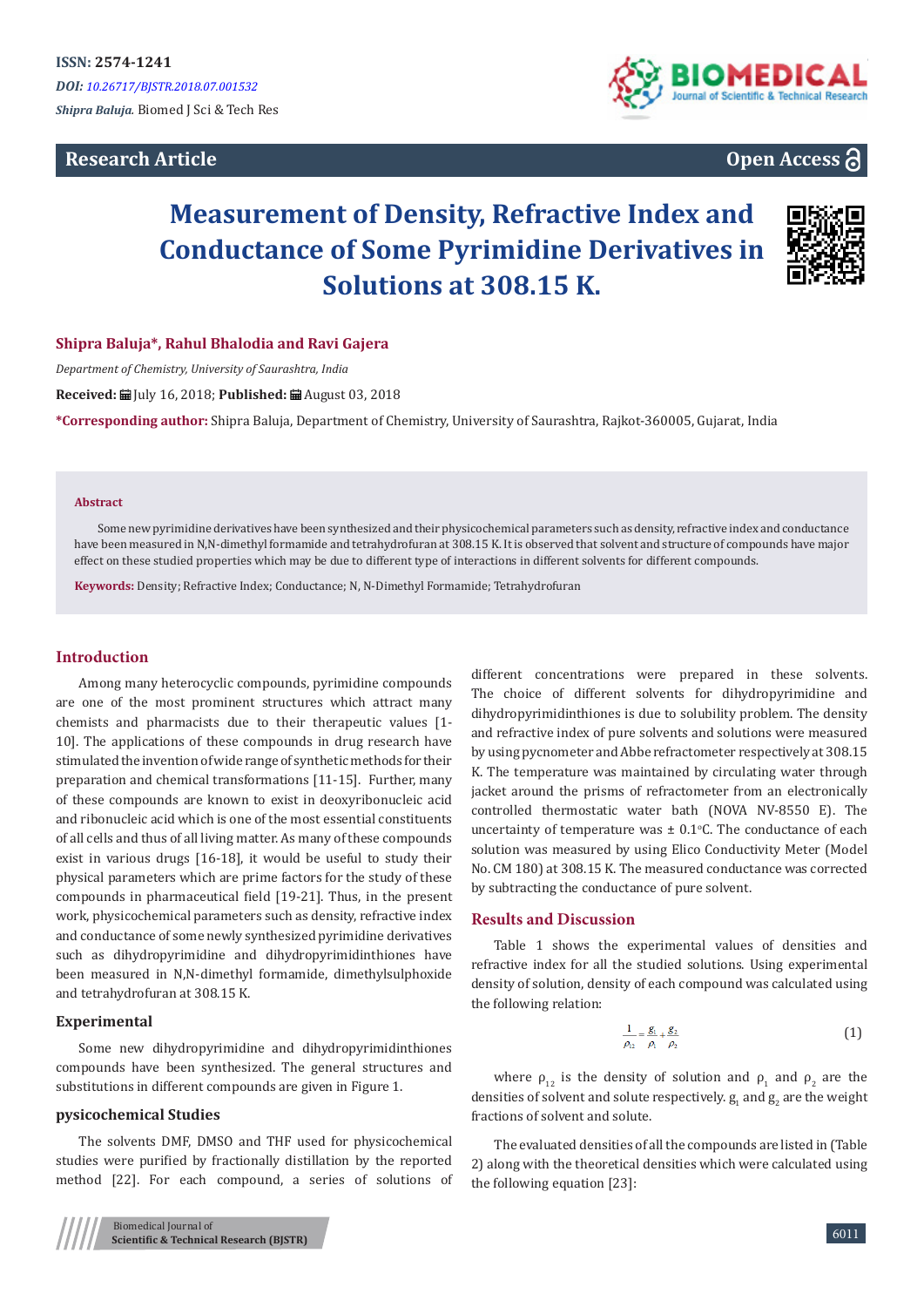**ISSN: 2574-1241**

*DOI: 10.26717/BJSTR.2018.07.001532*

*Shipra Baluja.* Biomed J Sci & Tech Res

**Research Article** **Open Access**

# Measurement of Density, Refractive Index and Conductance of Some Pyrimidine Derivatives in Solutions at 308.15 K.

**Shipra Baluja*, Rahul Bhalodia and Ravi Gajera**

*Department of Chemistry, University of Saurashtra, India*

**Received:** July 16, 2018; **Published:** August 03, 2018

***Corresponding author:** Shipra Baluja, Department of Chemistry, University of Saurashtra, Rajkot-360005, Gujarat, India

**Abstract**

Some new pyrimidine derivatives have been synthesized and their physicochemical parameters such as density, refractive index and conductance have been measured in N,N-dimethyl formamide and tetrahydrofuran at 308.15 K. It is observed that solvent and structure of compounds have major effect on these studied properties which may be due to different type of interactions in different solvents for different compounds.

**Keywords:** Density; Refractive Index; Conductance; N, N-Dimethyl Formamide; Tetrahydrofuran

## Introduction

Among many heterocyclic compounds, pyrimidine compounds are one of the most prominent structures which attract many chemists and pharmacists due to their therapeutic values [1-10]. The applications of these compounds in drug research have stimulated the invention of wide range of synthetic methods for their preparation and chemical transformations [11-15]. Further, many of these compounds are known to exist in deoxyribonucleic acid and ribonucleic acid which is one of the most essential constituents of all cells and thus of all living matter. As many of these compounds exist in various drugs [16-18], it would be useful to study their physical parameters which are prime factors for the study of these compounds in pharmaceutical field [19-21]. Thus, in the present work, physicochemical parameters such as density, refractive index and conductance of some newly synthesized pyrimidine derivatives such as dihydropyrimidine and dihydropyrimidinthiones have been measured in N,N-dimethyl formamide, dimethylsulphoxide and tetrahydrofuran at 308.15 K.

### Experimental

Some new dihydropyrimidine and dihydropyrimidinthiones compounds have been synthesized. The general structures and substitutions in different compounds are given in Figure 1.

### pysicochemical Studies

The solvents DMF, DMSO and THF used for physicochemical studies were purified by fractionally distillation by the reported method [22]. For each compound, a series of solutions of different concentrations were prepared in these solvents. The choice of different solvents for dihydropyrimidine and dihydropyrimidinthiones is due to solubility problem. The density and refractive index of pure solvents and solutions were measured by using pycnometer and Abbe refractometer respectively at 308.15 K. The temperature was maintained by circulating water through jacket around the prisms of refractometer from an electronically controlled thermostatic water bath (NOVA NV-8550 E). The uncertainty of temperature was ± 0.1°C. The conductance of each solution was measured by using Elico Conductivity Meter (Model No. CM 180) at 308.15 K. The measured conductance was corrected by subtracting the conductance of pure solvent.

## Results and Discussion

Table 1 shows the experimental values of densities and refractive index for all the studied solutions. Using experimental density of solution, density of each compound was calculated using the following relation:

$$\frac{1}{\rho_{12}} = \frac{g_1}{\rho_1} + \frac{g_2}{\rho_2} \quad (1)$$

where $\rho_{12}$ is the density of solution and $\rho_1$ and $\rho_2$ are the densities of solvent and solute respectively. $g_1$ and $g_2$ are the weight fractions of solvent and solute.

The evaluated densities of all the compounds are listed in (Table 2) along with the theoretical densities which were calculated using the following equation [23]: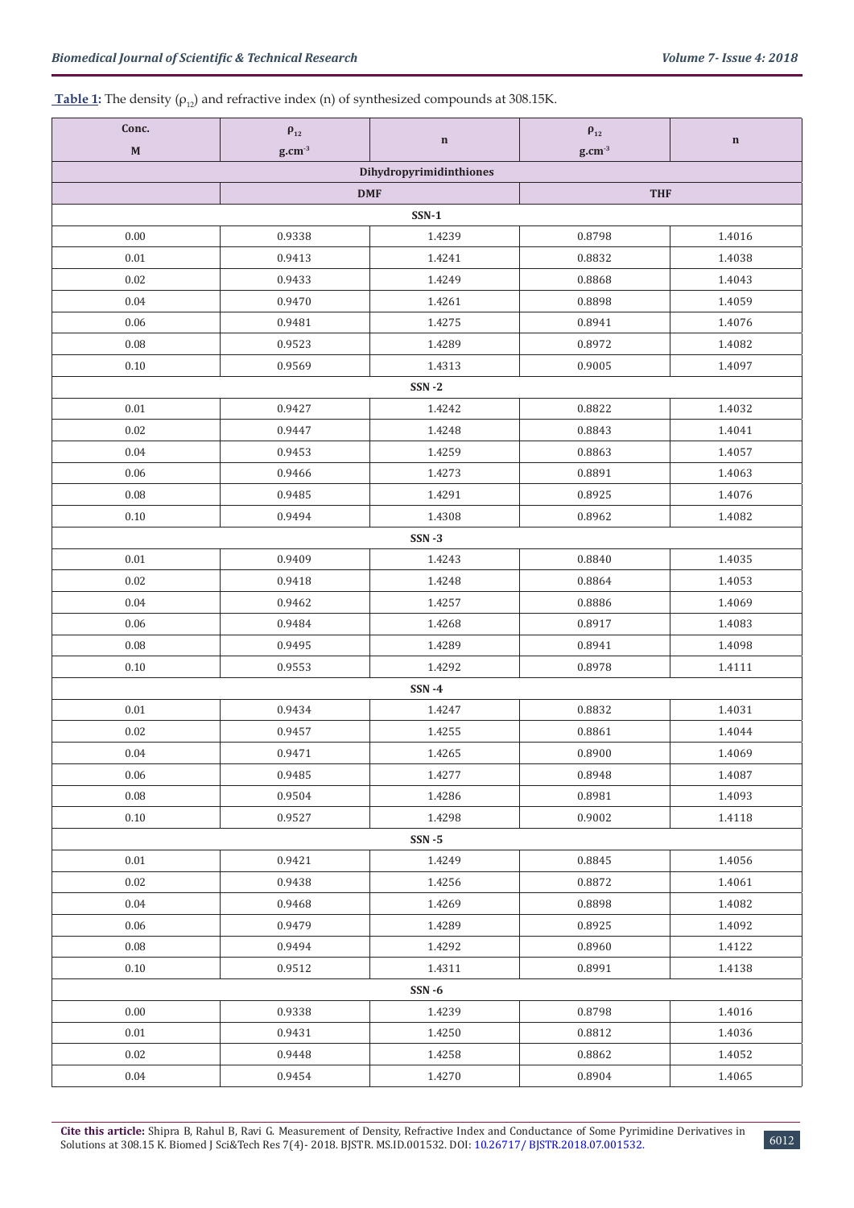**Table 1:** The density ($\rho_{12}$) and refractive index (n) of synthesized compounds at 308.15K.

| Conc. M | $\rho_{12}$ $g.cm^{-3}$ | n | $\rho_{12}$ $g.cm^{-3}$ | n |
|---|---|---|---|---|
| | Dihydropyrimidinthiones | | | |
| | DMF | | THF | |
| | | SSN-1 | | |
| 0.00 | 0.9338 | 1.4239 | 0.8798 | 1.4016 |
| 0.01 | 0.9413 | 1.4241 | 0.8832 | 1.4038 |
| 0.02 | 0.9433 | 1.4249 | 0.8868 | 1.4043 |
| 0.04 | 0.9470 | 1.4261 | 0.8898 | 1.4059 |
| 0.06 | 0.9481 | 1.4275 | 0.8941 | 1.4076 |
| 0.08 | 0.9523 | 1.4289 | 0.8972 | 1.4082 |
| 0.10 | 0.9569 | 1.4313 | 0.9005 | 1.4097 |
| | | SSN -2 | | |
| 0.01 | 0.9427 | 1.4242 | 0.8822 | 1.4032 |
| 0.02 | 0.9447 | 1.4248 | 0.8843 | 1.4041 |
| 0.04 | 0.9453 | 1.4259 | 0.8863 | 1.4057 |
| 0.06 | 0.9466 | 1.4273 | 0.8891 | 1.4063 |
| 0.08 | 0.9485 | 1.4291 | 0.8925 | 1.4076 |
| 0.10 | 0.9494 | 1.4308 | 0.8962 | 1.4082 |
| | | SSN -3 | | |
| 0.01 | 0.9409 | 1.4243 | 0.8840 | 1.4035 |
| 0.02 | 0.9418 | 1.4248 | 0.8864 | 1.4053 |
| 0.04 | 0.9462 | 1.4257 | 0.8886 | 1.4069 |
| 0.06 | 0.9484 | 1.4268 | 0.8917 | 1.4083 |
| 0.08 | 0.9495 | 1.4289 | 0.8941 | 1.4098 |
| 0.10 | 0.9553 | 1.4292 | 0.8978 | 1.4111 |
| | | SSN -4 | | |
| 0.01 | 0.9434 | 1.4247 | 0.8832 | 1.4031 |
| 0.02 | 0.9457 | 1.4255 | 0.8861 | 1.4044 |
| 0.04 | 0.9471 | 1.4265 | 0.8900 | 1.4069 |
| 0.06 | 0.9485 | 1.4277 | 0.8948 | 1.4087 |
| 0.08 | 0.9504 | 1.4286 | 0.8981 | 1.4093 |
| 0.10 | 0.9527 | 1.4298 | 0.9002 | 1.4118 |
| | | SSN -5 | | |
| 0.01 | 0.9421 | 1.4249 | 0.8845 | 1.4056 |
| 0.02 | 0.9438 | 1.4256 | 0.8872 | 1.4061 |
| 0.04 | 0.9468 | 1.4269 | 0.8898 | 1.4082 |
| 0.06 | 0.9479 | 1.4289 | 0.8925 | 1.4092 |
| 0.08 | 0.9494 | 1.4292 | 0.8960 | 1.4122 |
| 0.10 | 0.9512 | 1.4311 | 0.8991 | 1.4138 |
| | | SSN -6 | | |
| 0.00 | 0.9338 | 1.4239 | 0.8798 | 1.4016 |
| 0.01 | 0.9431 | 1.4250 | 0.8812 | 1.4036 |
| 0.02 | 0.9448 | 1.4258 | 0.8862 | 1.4052 |
| 0.04 | 0.9454 | 1.4270 | 0.8904 | 1.4065 |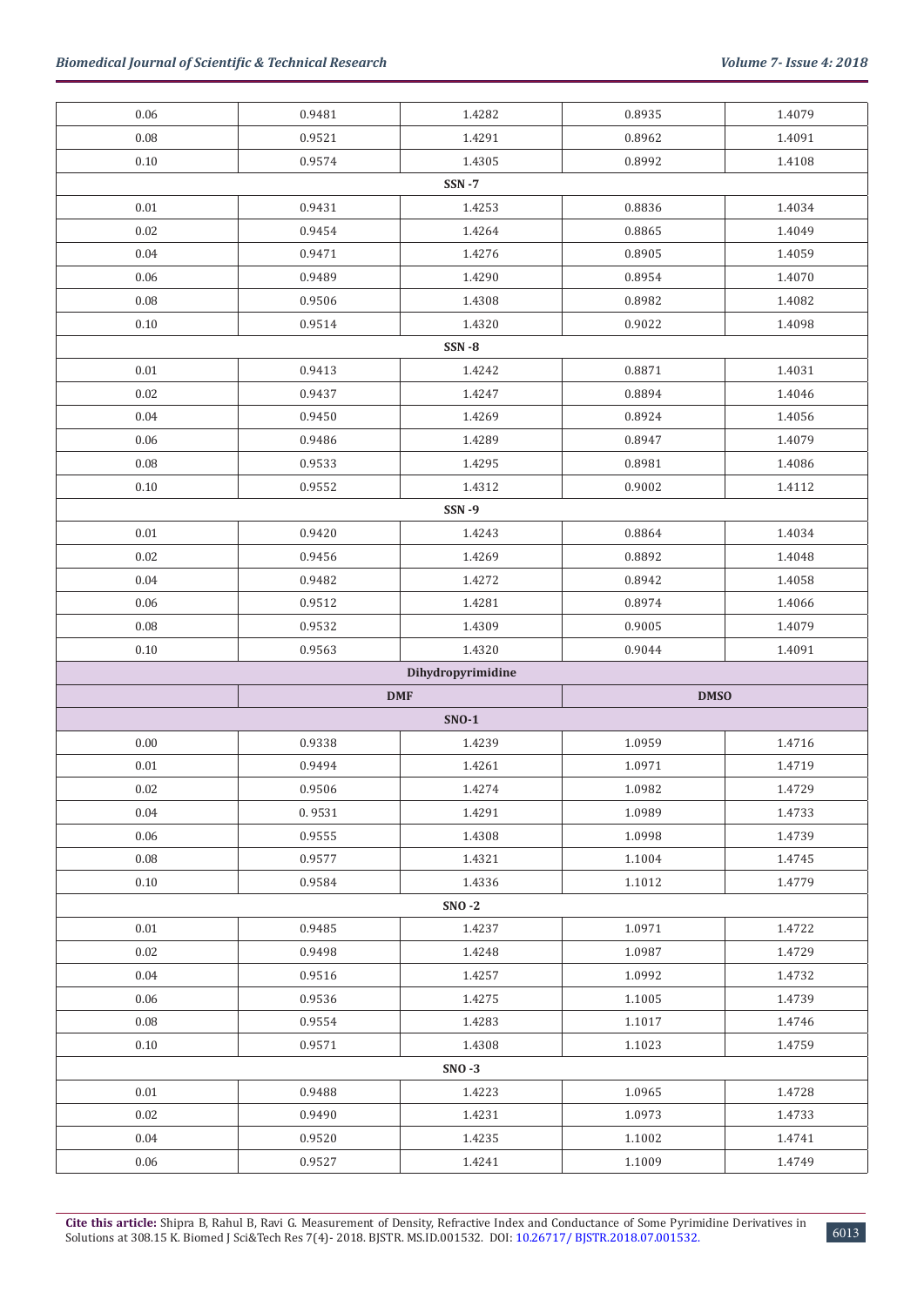| | | | | |
|---|---|---|---|---|
| 0.06 | 0.9481 | 1.4282 | 0.8935 | 1.4079 |
| 0.08 | 0.9521 | 1.4291 | 0.8962 | 1.4091 |
| 0.10 | 0.9574 | 1.4305 | 0.8992 | 1.4108 |
| | | **SSN -7** | | |
| 0.01 | 0.9431 | 1.4253 | 0.8836 | 1.4034 |
| 0.02 | 0.9454 | 1.4264 | 0.8865 | 1.4049 |
| 0.04 | 0.9471 | 1.4276 | 0.8905 | 1.4059 |
| 0.06 | 0.9489 | 1.4290 | 0.8954 | 1.4070 |
| 0.08 | 0.9506 | 1.4308 | 0.8982 | 1.4082 |
| 0.10 | 0.9514 | 1.4320 | 0.9022 | 1.4098 |
| | | **SSN -8** | | |
| 0.01 | 0.9413 | 1.4242 | 0.8871 | 1.4031 |
| 0.02 | 0.9437 | 1.4247 | 0.8894 | 1.4046 |
| 0.04 | 0.9450 | 1.4269 | 0.8924 | 1.4056 |
| 0.06 | 0.9486 | 1.4289 | 0.8947 | 1.4079 |
| 0.08 | 0.9533 | 1.4295 | 0.8981 | 1.4086 |
| 0.10 | 0.9552 | 1.4312 | 0.9002 | 1.4112 |
| | | **SSN -9** | | |
| 0.01 | 0.9420 | 1.4243 | 0.8864 | 1.4034 |
| 0.02 | 0.9456 | 1.4269 | 0.8892 | 1.4048 |
| 0.04 | 0.9482 | 1.4272 | 0.8942 | 1.4058 |
| 0.06 | 0.9512 | 1.4281 | 0.8974 | 1.4066 |
| 0.08 | 0.9532 | 1.4309 | 0.9005 | 1.4079 |
| 0.10 | 0.9563 | 1.4320 | 0.9044 | 1.4091 |
| | | **Dihydropyrimidine** | | |
| | **DMF** | | **DMSO** | |
| | | **SNO-1** | | |
| 0.00 | 0.9338 | 1.4239 | 1.0959 | 1.4716 |
| 0.01 | 0.9494 | 1.4261 | 1.0971 | 1.4719 |
| 0.02 | 0.9506 | 1.4274 | 1.0982 | 1.4729 |
| 0.04 | 0. 9531 | 1.4291 | 1.0989 | 1.4733 |
| 0.06 | 0.9555 | 1.4308 | 1.0998 | 1.4739 |
| 0.08 | 0.9577 | 1.4321 | 1.1004 | 1.4745 |
| 0.10 | 0.9584 | 1.4336 | 1.1012 | 1.4779 |
| | | **SNO -2** | | |
| 0.01 | 0.9485 | 1.4237 | 1.0971 | 1.4722 |
| 0.02 | 0.9498 | 1.4248 | 1.0987 | 1.4729 |
| 0.04 | 0.9516 | 1.4257 | 1.0992 | 1.4732 |
| 0.06 | 0.9536 | 1.4275 | 1.1005 | 1.4739 |
| 0.08 | 0.9554 | 1.4283 | 1.1017 | 1.4746 |
| 0.10 | 0.9571 | 1.4308 | 1.1023 | 1.4759 |
| | | **SNO -3** | | |
| 0.01 | 0.9488 | 1.4223 | 1.0965 | 1.4728 |
| 0.02 | 0.9490 | 1.4231 | 1.0973 | 1.4733 |
| 0.04 | 0.9520 | 1.4235 | 1.1002 | 1.4741 |
| 0.06 | 0.9527 | 1.4241 | 1.1009 | 1.4749 |

**Cite this article:** Shipra B, Rahul B, Ravi G. Measurement of Density, Refractive Index and Conductance of Some Pyrimidine Derivatives in Solutions at 308.15 K. Biomed J Sci&Tech Res 7(4)- 2018. BJSTR. MS.ID.001532. DOI: 10.26717/ BJSTR.2018.07.001532.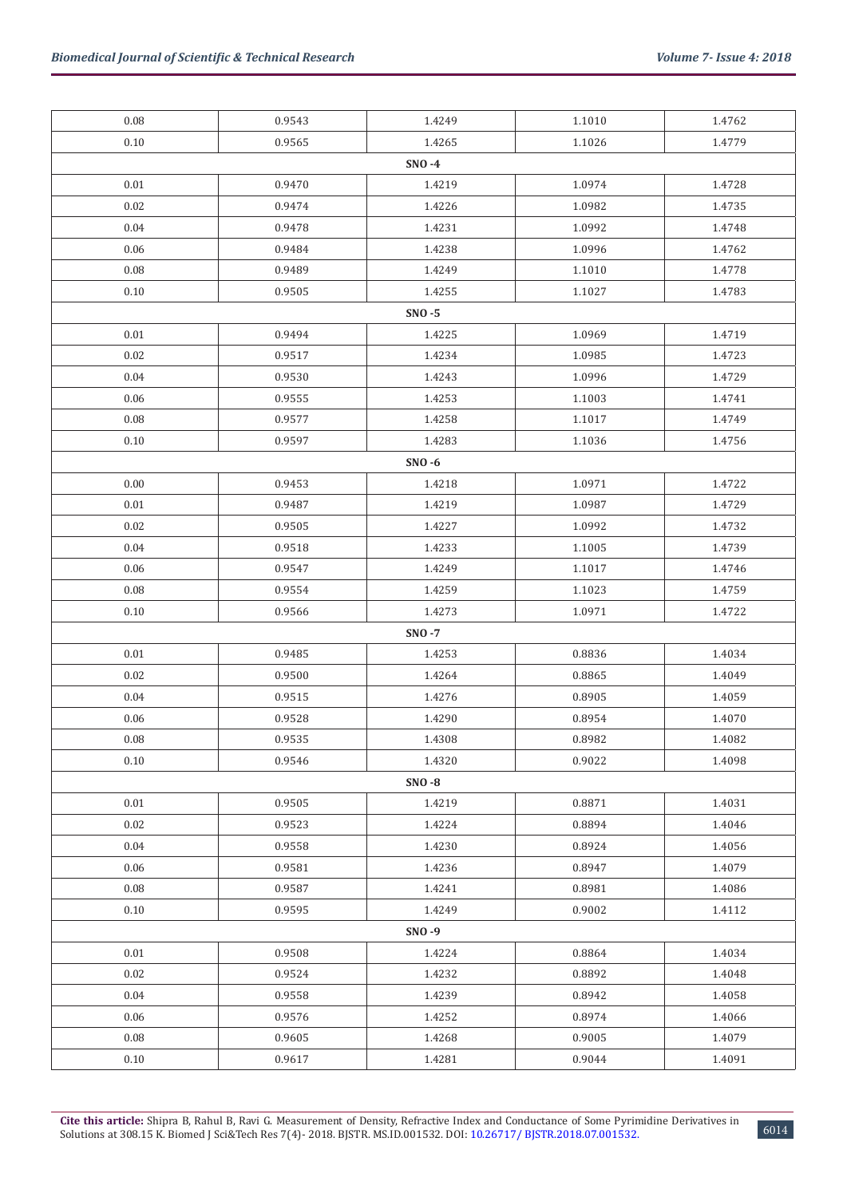| | | | | |
|---|---|---|---|---|
| 0.08 | 0.9543 | 1.4249 | 1.1010 | 1.4762 |
| 0.10 | 0.9565 | 1.4265 | 1.1026 | 1.4779 |
| | | **SNO -4** | | |
| 0.01 | 0.9470 | 1.4219 | 1.0974 | 1.4728 |
| 0.02 | 0.9474 | 1.4226 | 1.0982 | 1.4735 |
| 0.04 | 0.9478 | 1.4231 | 1.0992 | 1.4748 |
| 0.06 | 0.9484 | 1.4238 | 1.0996 | 1.4762 |
| 0.08 | 0.9489 | 1.4249 | 1.1010 | 1.4778 |
| 0.10 | 0.9505 | 1.4255 | 1.1027 | 1.4783 |
| | | **SNO -5** | | |
| 0.01 | 0.9494 | 1.4225 | 1.0969 | 1.4719 |
| 0.02 | 0.9517 | 1.4234 | 1.0985 | 1.4723 |
| 0.04 | 0.9530 | 1.4243 | 1.0996 | 1.4729 |
| 0.06 | 0.9555 | 1.4253 | 1.1003 | 1.4741 |
| 0.08 | 0.9577 | 1.4258 | 1.1017 | 1.4749 |
| 0.10 | 0.9597 | 1.4283 | 1.1036 | 1.4756 |
| | | **SNO -6** | | |
| 0.00 | 0.9453 | 1.4218 | 1.0971 | 1.4722 |
| 0.01 | 0.9487 | 1.4219 | 1.0987 | 1.4729 |
| 0.02 | 0.9505 | 1.4227 | 1.0992 | 1.4732 |
| 0.04 | 0.9518 | 1.4233 | 1.1005 | 1.4739 |
| 0.06 | 0.9547 | 1.4249 | 1.1017 | 1.4746 |
| 0.08 | 0.9554 | 1.4259 | 1.1023 | 1.4759 |
| 0.10 | 0.9566 | 1.4273 | 1.0971 | 1.4722 |
| | | **SNO -7** | | |
| 0.01 | 0.9485 | 1.4253 | 0.8836 | 1.4034 |
| 0.02 | 0.9500 | 1.4264 | 0.8865 | 1.4049 |
| 0.04 | 0.9515 | 1.4276 | 0.8905 | 1.4059 |
| 0.06 | 0.9528 | 1.4290 | 0.8954 | 1.4070 |
| 0.08 | 0.9535 | 1.4308 | 0.8982 | 1.4082 |
| 0.10 | 0.9546 | 1.4320 | 0.9022 | 1.4098 |
| | | **SNO -8** | | |
| 0.01 | 0.9505 | 1.4219 | 0.8871 | 1.4031 |
| 0.02 | 0.9523 | 1.4224 | 0.8894 | 1.4046 |
| 0.04 | 0.9558 | 1.4230 | 0.8924 | 1.4056 |
| 0.06 | 0.9581 | 1.4236 | 0.8947 | 1.4079 |
| 0.08 | 0.9587 | 1.4241 | 0.8981 | 1.4086 |
| 0.10 | 0.9595 | 1.4249 | 0.9002 | 1.4112 |
| | | **SNO -9** | | |
| 0.01 | 0.9508 | 1.4224 | 0.8864 | 1.4034 |
| 0.02 | 0.9524 | 1.4232 | 0.8892 | 1.4048 |
| 0.04 | 0.9558 | 1.4239 | 0.8942 | 1.4058 |
| 0.06 | 0.9576 | 1.4252 | 0.8974 | 1.4066 |
| 0.08 | 0.9605 | 1.4268 | 0.9005 | 1.4079 |
| 0.10 | 0.9617 | 1.4281 | 0.9044 | 1.4091 |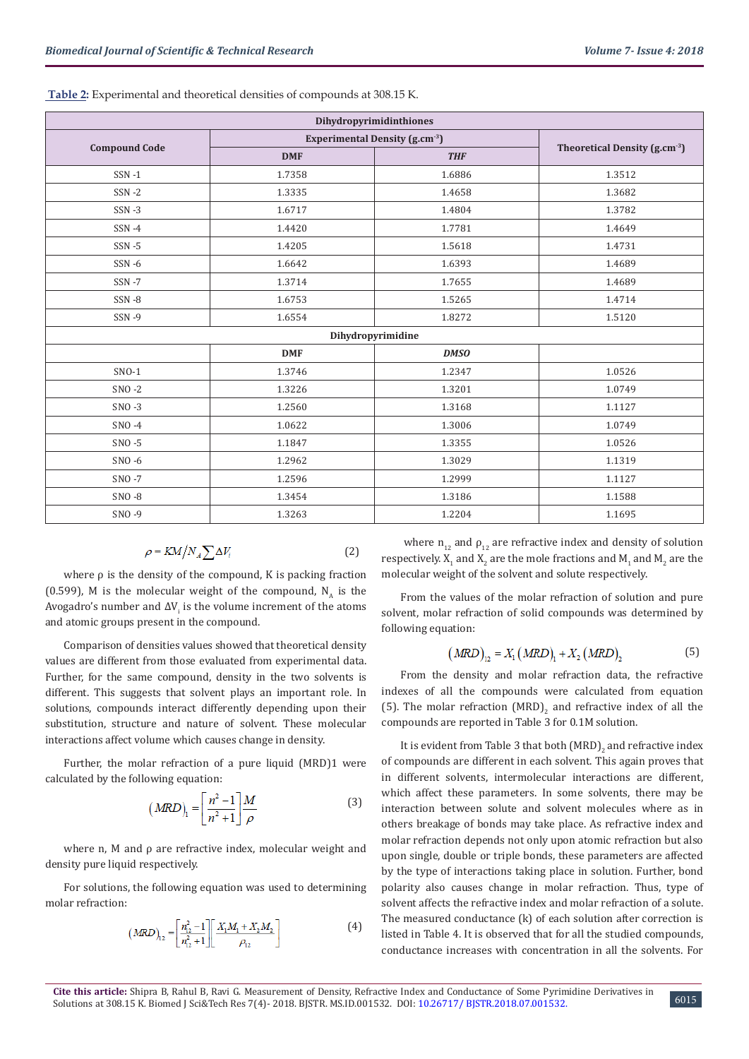**Table 2:** Experimental and theoretical densities of compounds at 308.15 K.

| Compound Code | Experimental Density ($g.cm^{-3}$) | | Theoretical Density ($g.cm^{-3}$) |
|---|---|---|---|
| **Dihydropyrimidinthiones** | | | |
| | DMF | *THF* | |
| SSN -1 | 1.7358 | 1.6886 | 1.3512 |
| SSN -2 | 1.3335 | 1.4658 | 1.3682 |
| SSN -3 | 1.6717 | 1.4804 | 1.3782 |
| SSN -4 | 1.4420 | 1.7781 | 1.4649 |
| SSN -5 | 1.4205 | 1.5618 | 1.4731 |
| SSN -6 | 1.6642 | 1.6393 | 1.4689 |
| SSN -7 | 1.3714 | 1.7655 | 1.4689 |
| SSN -8 | 1.6753 | 1.5265 | 1.4714 |
| SSN -9 | 1.6554 | 1.8272 | 1.5120 |
| **Dihydropyrimidine** | | | |
| | DMF | *DMSO* | |
| SNO-1 | 1.3746 | 1.2347 | 1.0526 |
| SNO -2 | 1.3226 | 1.3201 | 1.0749 |
| SNO -3 | 1.2560 | 1.3168 | 1.1127 |
| SNO -4 | 1.0622 | 1.3006 | 1.0749 |
| SNO -5 | 1.1847 | 1.3355 | 1.0526 |
| SNO -6 | 1.2962 | 1.3029 | 1.1319 |
| SNO -7 | 1.2596 | 1.2999 | 1.1127 |
| SNO -8 | 1.3454 | 1.3186 | 1.1588 |
| SNO -9 | 1.3263 | 1.2204 | 1.1695 |

$$\rho = KM/N_A \sum \Delta V_i \qquad (2)$$

where ρ is the density of the compound, K is packing fraction (0.599), M is the molecular weight of the compound, $N_A$ is the Avogadro's number and $\Delta V_i$ is the volume increment of the atoms and atomic groups present in the compound.

Comparison of densities values showed that theoretical density values are different from those evaluated from experimental data. Further, for the same compound, density in the two solvents is different. This suggests that solvent plays an important role. In solutions, compounds interact differently depending upon their substitution, structure and nature of solvent. These molecular interactions affect volume which causes change in density.

Further, the molar refraction of a pure liquid (MRD)1 were calculated by the following equation:

$$(MRD)_1 = \left[\frac{n^2 - 1}{n^2 + 1}\right]\frac{M}{\rho} \qquad (3)$$

where n, M and ρ are refractive index, molecular weight and density pure liquid respectively.

For solutions, the following equation was used to determining molar refraction:

$$(MRD)_{12} = \left[\frac{n_{12}^2 - 1}{n_{12}^2 + 1}\right]\left[\frac{X_1 M_1 + X_2 M_2}{\rho_{12}}\right] \qquad (4)$$

where $n_{12}$ and $\rho_{12}$ are refractive index and density of solution respectively. $X_1$ and $X_2$ are the mole fractions and $M_1$ and $M_2$ are the molecular weight of the solvent and solute respectively.

From the values of the molar refraction of solution and pure solvent, molar refraction of solid compounds was determined by following equation:

$$(MRD)_{12} = X_1 (MRD)_1 + X_2 (MRD)_2 \qquad (5)$$

From the density and molar refraction data, the refractive indexes of all the compounds were calculated from equation (5). The molar refraction $(MRD)_2$ and refractive index of all the compounds are reported in Table 3 for 0.1M solution.

It is evident from Table 3 that both $(MRD)_2$ and refractive index of compounds are different in each solvent. This again proves that in different solvents, intermolecular interactions are different, which affect these parameters. In some solvents, there may be interaction between solute and solvent molecules where as in others breakage of bonds may take place. As refractive index and molar refraction depends not only upon atomic refraction but also upon single, double or triple bonds, these parameters are affected by the type of interactions taking place in solution. Further, bond polarity also causes change in molar refraction. Thus, type of solvent affects the refractive index and molar refraction of a solute. The measured conductance (k) of each solution after correction is listed in Table 4. It is observed that for all the studied compounds, conductance increases with concentration in all the solvents. For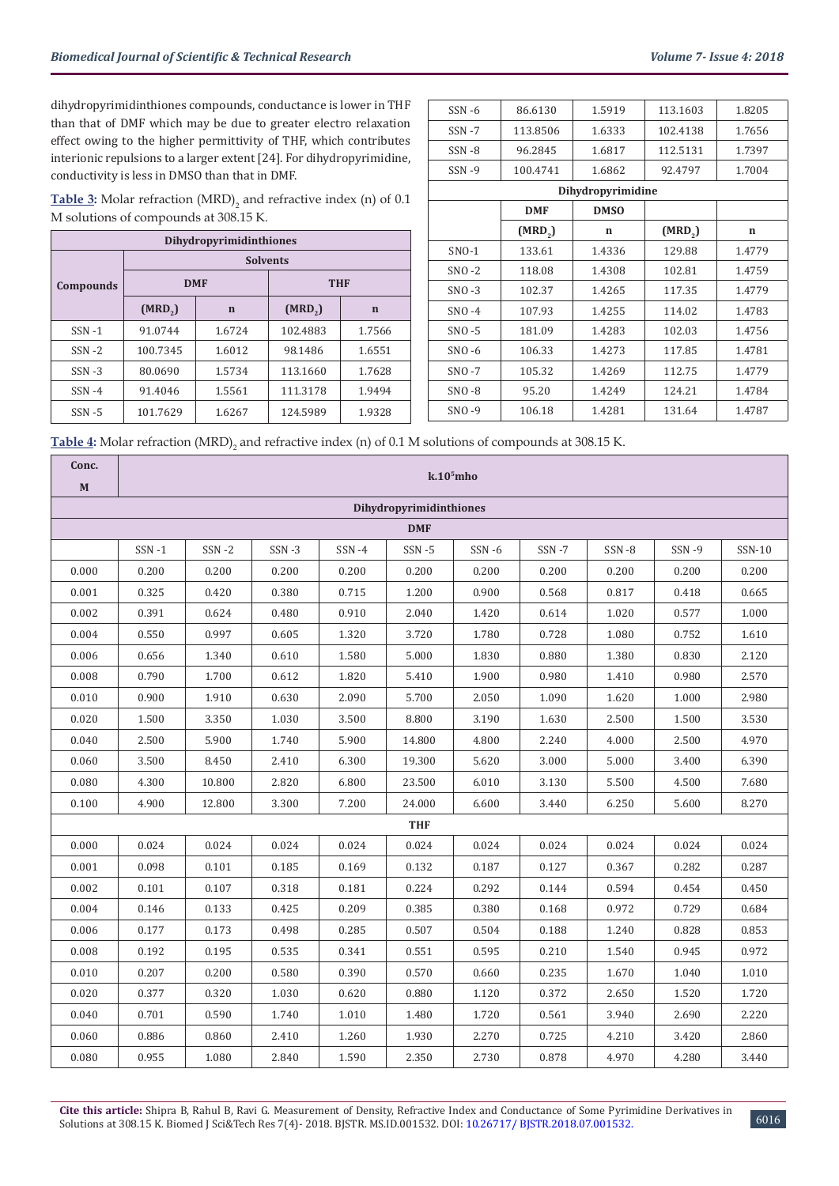dihydropyrimidinthiones compounds, conductance is lower in THF than that of DMF which may be due to greater electro relaxation effect owing to the higher permittivity of THF, which contributes interionic repulsions to a larger extent [24]. For dihydropyrimidine, conductivity is less in DMSO than that in DMF.

**Table 3:** Molar refraction $(MRD)_2$ and refractive index (n) of 0.1 M solutions of compounds at 308.15 K.

| Dihydropyrimidinthiones | | | | |
|---|---|---|---|---|
| Compounds | Solvents | | | |
| | DMF | | THF | |
| | $(MRD_2)$ | n | $(MRD_2)$ | n |
| SSN -1 | 91.0744 | 1.6724 | 102.4883 | 1.7566 |
| SSN -2 | 100.7345 | 1.6012 | 98.1486 | 1.6551 |
| SSN -3 | 80.0690 | 1.5734 | 113.1660 | 1.7628 |
| SSN -4 | 91.4046 | 1.5561 | 111.3178 | 1.9494 |
| SSN -5 | 101.7629 | 1.6267 | 124.5989 | 1.9328 |
| SSN -6 | 86.6130 | 1.5919 | 113.1603 | 1.8205 |
| SSN -7 | 113.8506 | 1.6333 | 102.4138 | 1.7656 |
| SSN -8 | 96.2845 | 1.6817 | 112.5131 | 1.7397 |
| SSN -9 | 100.4741 | 1.6862 | 92.4797 | 1.7004 |
| Dihydropyrimidine | | | | |
| | DMF | DMSO | | |
| | $(MRD_2)$ | n | $(MRD_2)$ | n |
| SNO-1 | 133.61 | 1.4336 | 129.88 | 1.4779 |
| SNO -2 | 118.08 | 1.4308 | 102.81 | 1.4759 |
| SNO -3 | 102.37 | 1.4265 | 117.35 | 1.4779 |
| SNO -4 | 107.93 | 1.4255 | 114.02 | 1.4783 |
| SNO -5 | 181.09 | 1.4283 | 102.03 | 1.4756 |
| SNO -6 | 106.33 | 1.4273 | 117.85 | 1.4781 |
| SNO -7 | 105.32 | 1.4269 | 112.75 | 1.4779 |
| SNO -8 | 95.20 | 1.4249 | 124.21 | 1.4784 |
| SNO -9 | 106.18 | 1.4281 | 131.64 | 1.4787 |

**Table 4:** Molar refraction $(MRD)_2$ and refractive index (n) of 0.1 M solutions of compounds at 308.15 K.

| Conc. M | $k.10^5$mho | | | | | | | | | |
|---|---|---|---|---|---|---|---|---|---|---|
| Dihydropyrimidinthiones | | | | | | | | | | |
| DMF | | | | | | | | | | |
| | SSN -1 | SSN -2 | SSN -3 | SSN -4 | SSN -5 | SSN -6 | SSN -7 | SSN -8 | SSN -9 | SSN-10 |
| 0.000 | 0.200 | 0.200 | 0.200 | 0.200 | 0.200 | 0.200 | 0.200 | 0.200 | 0.200 | 0.200 |
| 0.001 | 0.325 | 0.420 | 0.380 | 0.715 | 1.200 | 0.900 | 0.568 | 0.817 | 0.418 | 0.665 |
| 0.002 | 0.391 | 0.624 | 0.480 | 0.910 | 2.040 | 1.420 | 0.614 | 1.020 | 0.577 | 1.000 |
| 0.004 | 0.550 | 0.997 | 0.605 | 1.320 | 3.720 | 1.780 | 0.728 | 1.080 | 0.752 | 1.610 |
| 0.006 | 0.656 | 1.340 | 0.610 | 1.580 | 5.000 | 1.830 | 0.880 | 1.380 | 0.830 | 2.120 |
| 0.008 | 0.790 | 1.700 | 0.612 | 1.820 | 5.410 | 1.900 | 0.980 | 1.410 | 0.980 | 2.570 |
| 0.010 | 0.900 | 1.910 | 0.630 | 2.090 | 5.700 | 2.050 | 1.090 | 1.620 | 1.000 | 2.980 |
| 0.020 | 1.500 | 3.350 | 1.030 | 3.500 | 8.800 | 3.190 | 1.630 | 2.500 | 1.500 | 3.530 |
| 0.040 | 2.500 | 5.900 | 1.740 | 5.900 | 14.800 | 4.800 | 2.240 | 4.000 | 2.500 | 4.970 |
| 0.060 | 3.500 | 8.450 | 2.410 | 6.300 | 19.300 | 5.620 | 3.000 | 5.000 | 3.400 | 6.390 |
| 0.080 | 4.300 | 10.800 | 2.820 | 6.800 | 23.500 | 6.010 | 3.130 | 5.500 | 4.500 | 7.680 |
| 0.100 | 4.900 | 12.800 | 3.300 | 7.200 | 24.000 | 6.600 | 3.440 | 6.250 | 5.600 | 8.270 |
| THF | | | | | | | | | | |
| 0.000 | 0.024 | 0.024 | 0.024 | 0.024 | 0.024 | 0.024 | 0.024 | 0.024 | 0.024 | 0.024 |
| 0.001 | 0.098 | 0.101 | 0.185 | 0.169 | 0.132 | 0.187 | 0.127 | 0.367 | 0.282 | 0.287 |
| 0.002 | 0.101 | 0.107 | 0.318 | 0.181 | 0.224 | 0.292 | 0.144 | 0.594 | 0.454 | 0.450 |
| 0.004 | 0.146 | 0.133 | 0.425 | 0.209 | 0.385 | 0.380 | 0.168 | 0.972 | 0.729 | 0.684 |
| 0.006 | 0.177 | 0.173 | 0.498 | 0.285 | 0.507 | 0.504 | 0.188 | 1.240 | 0.828 | 0.853 |
| 0.008 | 0.192 | 0.195 | 0.535 | 0.341 | 0.551 | 0.595 | 0.210 | 1.540 | 0.945 | 0.972 |
| 0.010 | 0.207 | 0.200 | 0.580 | 0.390 | 0.570 | 0.660 | 0.235 | 1.670 | 1.040 | 1.010 |
| 0.020 | 0.377 | 0.320 | 1.030 | 0.620 | 0.880 | 1.120 | 0.372 | 2.650 | 1.520 | 1.720 |
| 0.040 | 0.701 | 0.590 | 1.740 | 1.010 | 1.480 | 1.720 | 0.561 | 3.940 | 2.690 | 2.220 |
| 0.060 | 0.886 | 0.860 | 2.410 | 1.260 | 1.930 | 2.270 | 0.725 | 4.210 | 3.420 | 2.860 |
| 0.080 | 0.955 | 1.080 | 2.840 | 1.590 | 2.350 | 2.730 | 0.878 | 4.970 | 4.280 | 3.440 |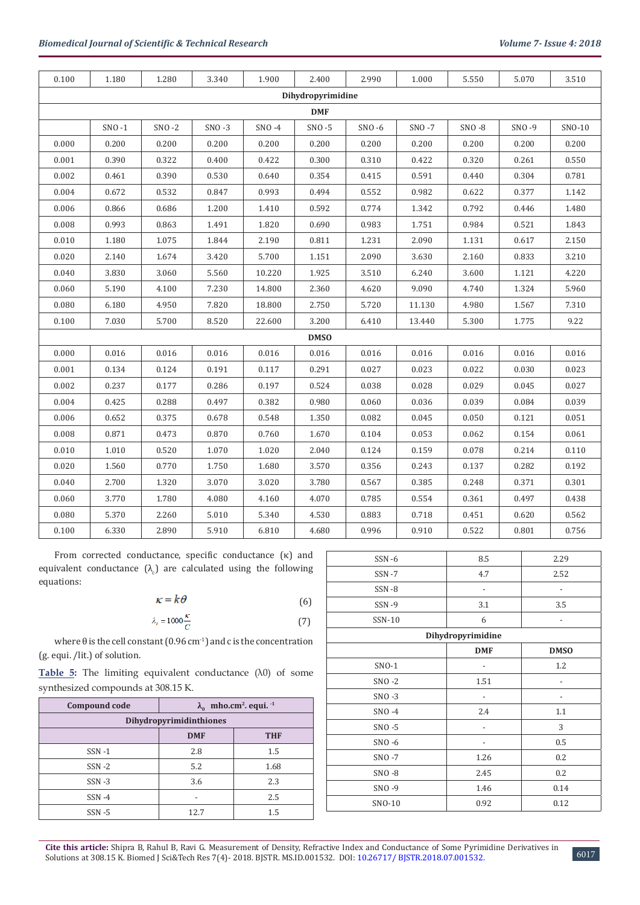| 0.100 | 1.180 | 1.280 | 3.340 | 1.900 | 2.400 | 2.990 | 1.000 | 5.550 | 5.070 | 3.510 |
|---|---|---|---|---|---|---|---|---|---|---|
| Dihydropyrimidine | | | | | | | | | | |
| DMF | | | | | | | | | | |
| | SNO -1 | SNO -2 | SNO -3 | SNO -4 | SNO -5 | SNO -6 | SNO -7 | SNO -8 | SNO -9 | SNO-10 |
| 0.000 | 0.200 | 0.200 | 0.200 | 0.200 | 0.200 | 0.200 | 0.200 | 0.200 | 0.200 | 0.200 |
| 0.001 | 0.390 | 0.322 | 0.400 | 0.422 | 0.300 | 0.310 | 0.422 | 0.320 | 0.261 | 0.550 |
| 0.002 | 0.461 | 0.390 | 0.530 | 0.640 | 0.354 | 0.415 | 0.591 | 0.440 | 0.304 | 0.781 |
| 0.004 | 0.672 | 0.532 | 0.847 | 0.993 | 0.494 | 0.552 | 0.982 | 0.622 | 0.377 | 1.142 |
| 0.006 | 0.866 | 0.686 | 1.200 | 1.410 | 0.592 | 0.774 | 1.342 | 0.792 | 0.446 | 1.480 |
| 0.008 | 0.993 | 0.863 | 1.491 | 1.820 | 0.690 | 0.983 | 1.751 | 0.984 | 0.521 | 1.843 |
| 0.010 | 1.180 | 1.075 | 1.844 | 2.190 | 0.811 | 1.231 | 2.090 | 1.131 | 0.617 | 2.150 |
| 0.020 | 2.140 | 1.674 | 3.420 | 5.700 | 1.151 | 2.090 | 3.630 | 2.160 | 0.833 | 3.210 |
| 0.040 | 3.830 | 3.060 | 5.560 | 10.220 | 1.925 | 3.510 | 6.240 | 3.600 | 1.121 | 4.220 |
| 0.060 | 5.190 | 4.100 | 7.230 | 14.800 | 2.360 | 4.620 | 9.090 | 4.740 | 1.324 | 5.960 |
| 0.080 | 6.180 | 4.950 | 7.820 | 18.800 | 2.750 | 5.720 | 11.130 | 4.980 | 1.567 | 7.310 |
| 0.100 | 7.030 | 5.700 | 8.520 | 22.600 | 3.200 | 6.410 | 13.440 | 5.300 | 1.775 | 9.22 |
| DMSO | | | | | | | | | | |
| 0.000 | 0.016 | 0.016 | 0.016 | 0.016 | 0.016 | 0.016 | 0.016 | 0.016 | 0.016 | 0.016 |
| 0.001 | 0.134 | 0.124 | 0.191 | 0.117 | 0.291 | 0.027 | 0.023 | 0.022 | 0.030 | 0.023 |
| 0.002 | 0.237 | 0.177 | 0.286 | 0.197 | 0.524 | 0.038 | 0.028 | 0.029 | 0.045 | 0.027 |
| 0.004 | 0.425 | 0.288 | 0.497 | 0.382 | 0.980 | 0.060 | 0.036 | 0.039 | 0.084 | 0.039 |
| 0.006 | 0.652 | 0.375 | 0.678 | 0.548 | 1.350 | 0.082 | 0.045 | 0.050 | 0.121 | 0.051 |
| 0.008 | 0.871 | 0.473 | 0.870 | 0.760 | 1.670 | 0.104 | 0.053 | 0.062 | 0.154 | 0.061 |
| 0.010 | 1.010 | 0.520 | 1.070 | 1.020 | 2.040 | 0.124 | 0.159 | 0.078 | 0.214 | 0.110 |
| 0.020 | 1.560 | 0.770 | 1.750 | 1.680 | 3.570 | 0.356 | 0.243 | 0.137 | 0.282 | 0.192 |
| 0.040 | 2.700 | 1.320 | 3.070 | 3.020 | 3.780 | 0.567 | 0.385 | 0.248 | 0.371 | 0.301 |
| 0.060 | 3.770 | 1.780 | 4.080 | 4.160 | 4.070 | 0.785 | 0.554 | 0.361 | 0.497 | 0.438 |
| 0.080 | 5.370 | 2.260 | 5.010 | 5.340 | 4.530 | 0.883 | 0.718 | 0.451 | 0.620 | 0.562 |
| 0.100 | 6.330 | 2.890 | 5.910 | 6.810 | 4.680 | 0.996 | 0.910 | 0.522 | 0.801 | 0.756 |

From corrected conductance, specific conductance (κ) and equivalent conductance ($\lambda_c$) are calculated using the following equations:

$$\kappa = k\theta \tag{6}$$

$$\lambda_c = 1000\frac{\kappa}{C} \tag{7}$$

where θ is the cell constant (0.96 $cm^{-1}$) and c is the concentration (g. equi. /lit.) of solution.

**Table 5:** The limiting equivalent conductance (λ0) of some synthesized compounds at 308.15 K.

| Compound code | $\lambda_0$ mho.cm$^2$. equi. $^{-1}$ | |
|---|---|---|
| Dihydropyrimidinthiones | | |
| | DMF | THF |
| SSN -1 | 2.8 | 1.5 |
| SSN -2 | 5.2 | 1.68 |
| SSN -3 | 3.6 | 2.3 |
| SSN -4 | - | 2.5 |
| SSN -5 | 12.7 | 1.5 |
| SSN -6 | 8.5 | 2.29 |
| SSN -7 | 4.7 | 2.52 |
| SSN -8 | - | - |
| SSN -9 | 3.1 | 3.5 |
| SSN-10 | 6 | - |
| Dihydropyrimidine | | |
| | DMF | DMSO |
| SNO-1 | - | 1.2 |
| SNO -2 | 1.51 | - |
| SNO -3 | - | - |
| SNO -4 | 2.4 | 1.1 |
| SNO -5 | - | 3 |
| SNO -6 | - | 0.5 |
| SNO -7 | 1.26 | 0.2 |
| SNO -8 | 2.45 | 0.2 |
| SNO -9 | 1.46 | 0.14 |
| SNO-10 | 0.92 | 0.12 |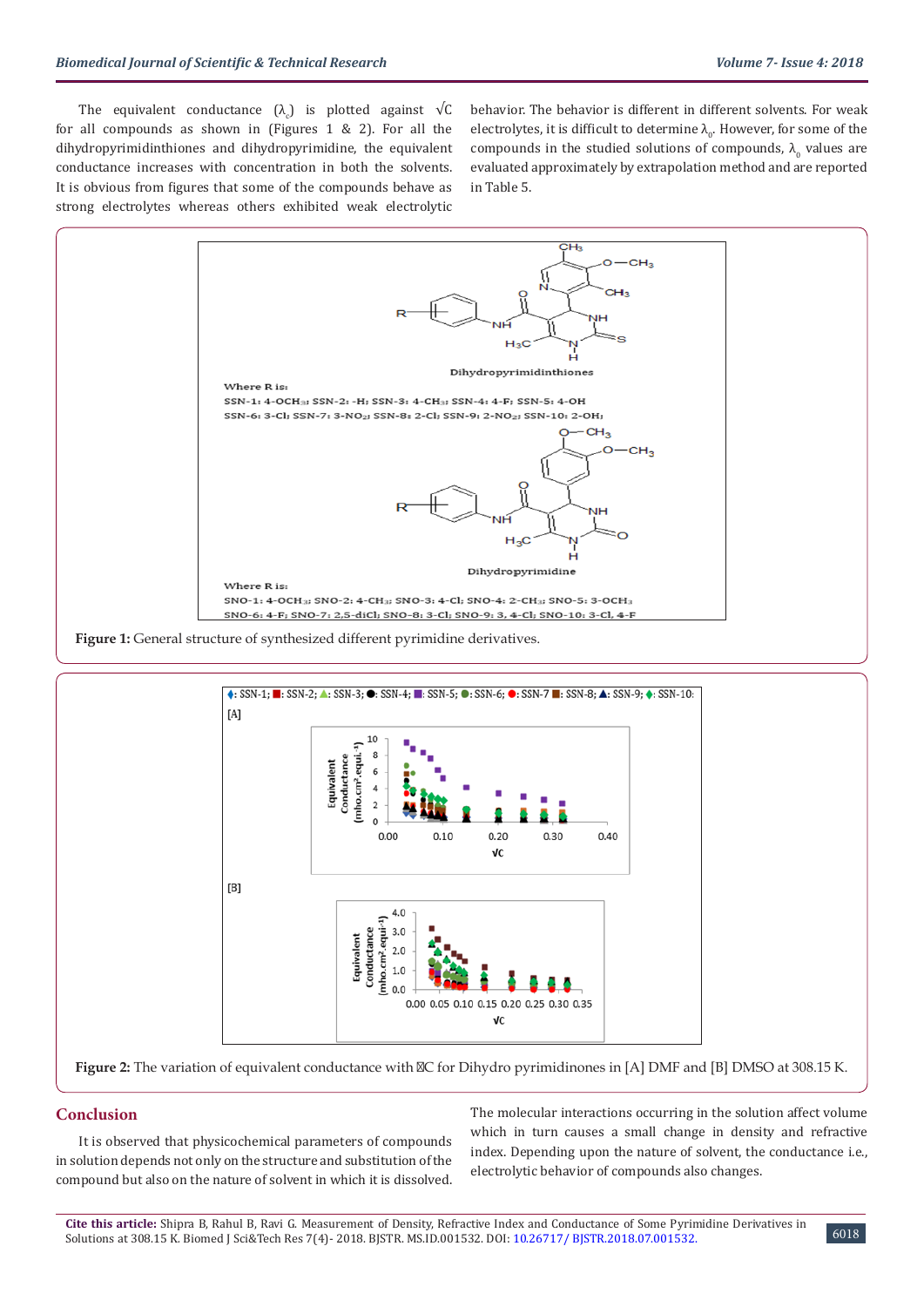The equivalent conductance ($\lambda_c$) is plotted against √C for all compounds as shown in (Figures 1 & 2). For all the dihydropyrimidinthiones and dihydropyrimidine, the equivalent conductance increases with concentration in both the solvents. It is obvious from figures that some of the compounds behave as strong electrolytes whereas others exhibited weak electrolytic behavior. The behavior is different in different solvents. For weak electrolytes, it is difficult to determine $\lambda_0$. However, for some of the compounds in the studied solutions of compounds, $\lambda_0$ values are evaluated approximately by extrapolation method and are reported in Table 5.

**Figure 1:** General structure of synthesized different pyrimidine derivatives.

**Figure 2:** The variation of equivalent conductance with √C for Dihydro pyrimidinones in [A] DMF and [B] DMSO at 308.15 K.

## Conclusion

It is observed that physicochemical parameters of compounds in solution depends not only on the structure and substitution of the compound but also on the nature of solvent in which it is dissolved. The molecular interactions occurring in the solution affect volume which in turn causes a small change in density and refractive index. Depending upon the nature of solvent, the conductance i.e., electrolytic behavior of compounds also changes.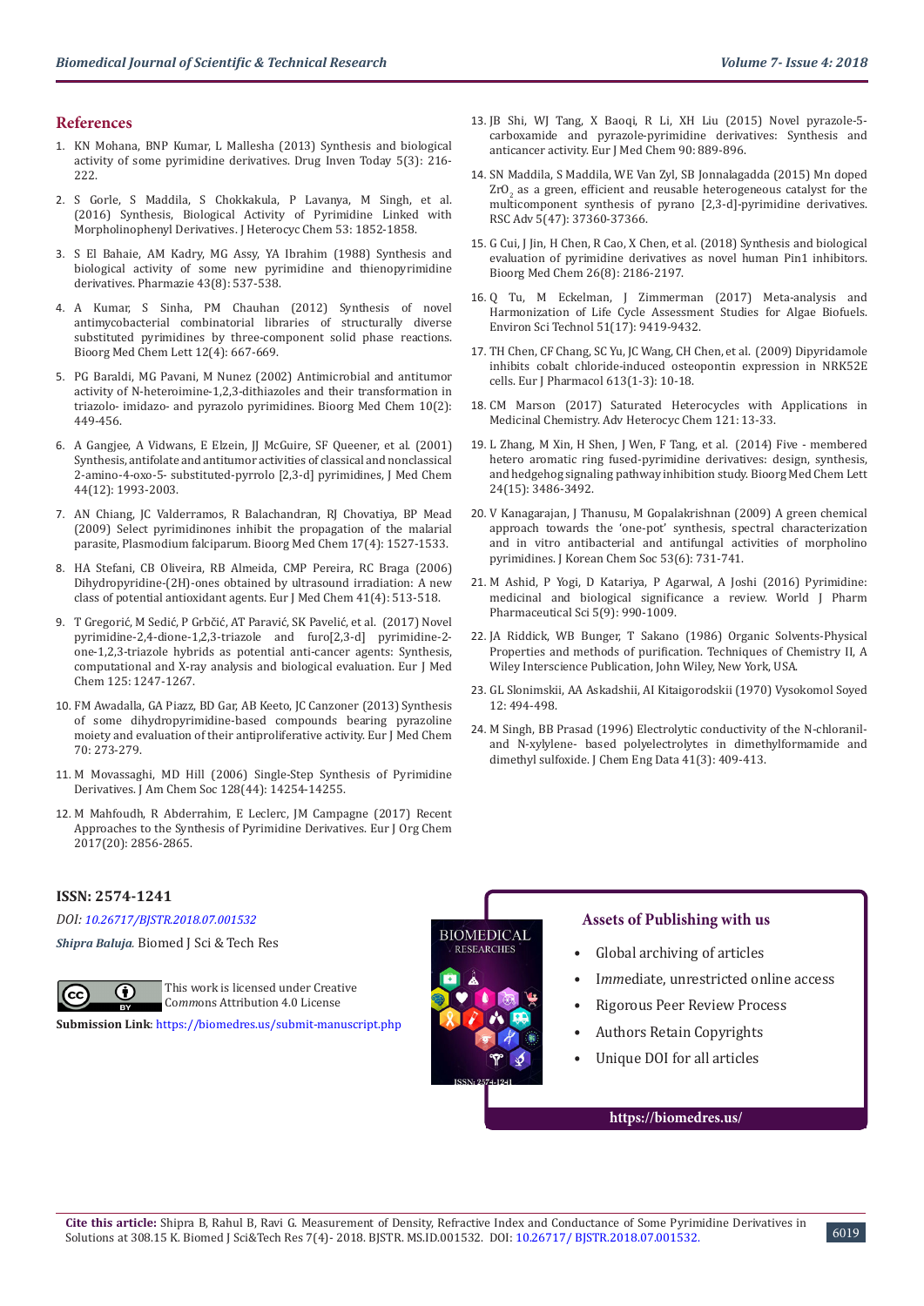## References

1. KN Mohana, BNP Kumar, L Mallesha (2013) Synthesis and biological activity of some pyrimidine derivatives. Drug Inven Today 5(3): 216-222.
2. S Gorle, S Maddila, S Chokkakula, P Lavanya, M Singh, et al. (2016) Synthesis, Biological Activity of Pyrimidine Linked with Morpholinophenyl Derivatives. J Heterocyc Chem 53: 1852-1858.
3. S El Bahaie, AM Kadry, MG Assy, YA Ibrahim (1988) Synthesis and biological activity of some new pyrimidine and thienopyrimidine derivatives. Pharmazie 43(8): 537-538.
4. A Kumar, S Sinha, PM Chauhan (2012) Synthesis of novel antimycobacterial combinatorial libraries of structurally diverse substituted pyrimidines by three-component solid phase reactions. Bioorg Med Chem Lett 12(4): 667-669.
5. PG Baraldi, MG Pavani, M Nunez (2002) Antimicrobial and antitumor activity of N-heteroimine-1,2,3-dithiazoles and their transformation in triazolo- imidazo- and pyrazolo pyrimidines. Bioorg Med Chem 10(2): 449-456.
6. A Gangjee, A Vidwans, E Elzein, JJ McGuire, SF Queener, et al. (2001) Synthesis, antifolate and antitumor activities of classical and nonclassical 2-amino-4-oxo-5- substituted-pyrrolo [2,3-d] pyrimidines, J Med Chem 44(12): 1993-2003.
7. AN Chiang, JC Valderramos, R Balachandran, RJ Chovatiya, BP Mead (2009) Select pyrimidinones inhibit the propagation of the malarial parasite, Plasmodium falciparum. Bioorg Med Chem 17(4): 1527-1533.
8. HA Stefani, CB Oliveira, RB Almeida, CMP Pereira, RC Braga (2006) Dihydropyridine-(2H)-ones obtained by ultrasound irradiation: A new class of potential antioxidant agents. Eur J Med Chem 41(4): 513-518.
9. T Gregorić, M Sedić, P Grbčić, AT Paravić, SK Pavelić, et al. (2017) Novel pyrimidine-2,4-dione-1,2,3-triazole and furo[2,3-d] pyrimidine-2-one-1,2,3-triazole hybrids as potential anti-cancer agents: Synthesis, computational and X-ray analysis and biological evaluation. Eur J Med Chem 125: 1247-1267.
10. FM Awadalla, GA Piazz, BD Gar, AB Keeto, JC Canzoner (2013) Synthesis of some dihydropyrimidine-based compounds bearing pyrazoline moiety and evaluation of their antiproliferative activity. Eur J Med Chem 70: 273-279.
11. M Movassaghi, MD Hill (2006) Single-Step Synthesis of Pyrimidine Derivatives. J Am Chem Soc 128(44): 14254-14255.
12. M Mahfoudh, R Abderrahim, E Leclerc, JM Campagne (2017) Recent Approaches to the Synthesis of Pyrimidine Derivatives. Eur J Org Chem 2017(20): 2856-2865.
13. JB Shi, WJ Tang, X Baoqi, R Li, XH Liu (2015) Novel pyrazole-5-carboxamide and pyrazole-pyrimidine derivatives: Synthesis and anticancer activity. Eur J Med Chem 90: 889-896.
14. SN Maddila, S Maddila, WE Van Zyl, SB Jonnalagadda (2015) Mn doped $ZrO_2$ as a green, efficient and reusable heterogeneous catalyst for the multicomponent synthesis of pyrano [2,3-d]-pyrimidine derivatives. RSC Adv 5(47): 37360-37366.
15. G Cui, J Jin, H Chen, R Cao, X Chen, et al. (2018) Synthesis and biological evaluation of pyrimidine derivatives as novel human Pin1 inhibitors. Bioorg Med Chem 26(8): 2186-2197.
16. Q Tu, M Eckelman, J Zimmerman (2017) Meta-analysis and Harmonization of Life Cycle Assessment Studies for Algae Biofuels. Environ Sci Technol 51(17): 9419-9432.
17. TH Chen, CF Chang, SC Yu, JC Wang, CH Chen, et al. (2009) Dipyridamole inhibits cobalt chloride-induced osteopontin expression in NRK52E cells. Eur J Pharmacol 613(1-3): 10-18.
18. CM Marson (2017) Saturated Heterocycles with Applications in Medicinal Chemistry. Adv Heterocyc Chem 121: 13-33.
19. L Zhang, M Xin, H Shen, J Wen, F Tang, et al. (2014) Five - membered hetero aromatic ring fused-pyrimidine derivatives: design, synthesis, and hedgehog signaling pathway inhibition study. Bioorg Med Chem Lett 24(15): 3486-3492.
20. V Kanagarajan, J Thanusu, M Gopalakrishnan (2009) A green chemical approach towards the 'one-pot' synthesis, spectral characterization and in vitro antibacterial and antifungal activities of morpholino pyrimidines. J Korean Chem Soc 53(6): 731-741.
21. M Ashid, P Yogi, D Katariya, P Agarwal, A Joshi (2016) Pyrimidine: medicinal and biological significance a review. World J Pharm Pharmaceutical Sci 5(9): 990-1009.
22. JA Riddick, WB Bunger, T Sakano (1986) Organic Solvents-Physical Properties and methods of purification. Techniques of Chemistry II, A Wiley Interscience Publication, John Wiley, New York, USA.
23. GL Slonimskii, AA Askadshii, AI Kitaigorodskii (1970) Vysokomol Soyed 12: 494-498.
24. M Singh, BB Prasad (1996) Electrolytic conductivity of the N-chloranil- and N-xylylene- based polyelectrolytes in dimethylformamide and dimethyl sulfoxide. J Chem Eng Data 41(3): 409-413.

**ISSN: 2574-1241**

*DOI:* *10.26717/BJSTR.2018.07.001532*

***Shipra Baluja***. Biomed J Sci & Tech Res

This work is licensed under Creative Commons Attribution 4.0 License

**Submission Link**: https://biomedres.us/submit-manuscript.php

### Assets of Publishing with us

- Global archiving of articles
- Immediate, unrestricted online access
- Rigorous Peer Review Process
- Authors Retain Copyrights
- Unique DOI for all articles

**https://biomedres.us/**